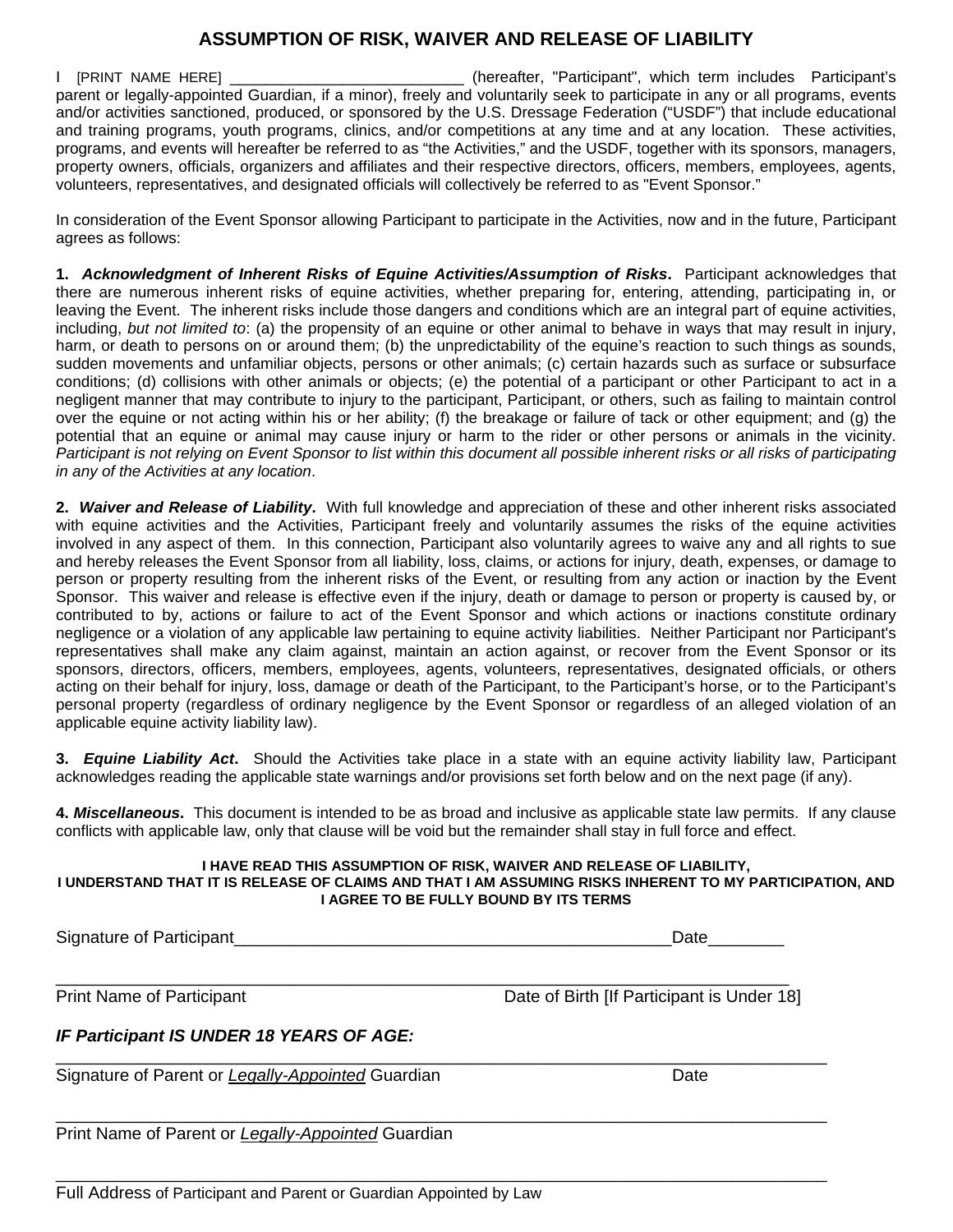# ASSUMPTION OF RISK, WAIVER AND RELEASE OF LIABILITY

I [PRINT NAME HERE] ___________________________ (hereafter, "Participant", which term includes Participant's parent or legally-appointed Guardian, if a minor), freely and voluntarily seek to participate in any or all programs, events and/or activities sanctioned, produced, or sponsored by the U.S. Dressage Federation ("USDF") that include educational and training programs, youth programs, clinics, and/or competitions at any time and at any location. These activities, programs, and events will hereafter be referred to as "the Activities," and the USDF, together with its sponsors, managers, property owners, officials, organizers and affiliates and their respective directors, officers, members, employees, agents, volunteers, representatives, and designated officials will collectively be referred to as "Event Sponsor."

In consideration of the Event Sponsor allowing Participant to participate in the Activities, now and in the future, Participant agrees as follows:

**1. *Acknowledgment of Inherent Risks of Equine Activities/Assumption of Risks*.** Participant acknowledges that there are numerous inherent risks of equine activities, whether preparing for, entering, attending, participating in, or leaving the Event. The inherent risks include those dangers and conditions which are an integral part of equine activities, including, *but not limited to*: (a) the propensity of an equine or other animal to behave in ways that may result in injury, harm, or death to persons on or around them; (b) the unpredictability of the equine's reaction to such things as sounds, sudden movements and unfamiliar objects, persons or other animals; (c) certain hazards such as surface or subsurface conditions; (d) collisions with other animals or objects; (e) the potential of a participant or other Participant to act in a negligent manner that may contribute to injury to the participant, Participant, or others, such as failing to maintain control over the equine or not acting within his or her ability; (f) the breakage or failure of tack or other equipment; and (g) the potential that an equine or animal may cause injury or harm to the rider or other persons or animals in the vicinity. *Participant is not relying on Event Sponsor to list within this document all possible inherent risks or all risks of participating in any of the Activities at any location*.

**2. *Waiver and Release of Liability*.** With full knowledge and appreciation of these and other inherent risks associated with equine activities and the Activities, Participant freely and voluntarily assumes the risks of the equine activities involved in any aspect of them. In this connection, Participant also voluntarily agrees to waive any and all rights to sue and hereby releases the Event Sponsor from all liability, loss, claims, or actions for injury, death, expenses, or damage to person or property resulting from the inherent risks of the Event, or resulting from any action or inaction by the Event Sponsor. This waiver and release is effective even if the injury, death or damage to person or property is caused by, or contributed to by, actions or failure to act of the Event Sponsor and which actions or inactions constitute ordinary negligence or a violation of any applicable law pertaining to equine activity liabilities. Neither Participant nor Participant's representatives shall make any claim against, maintain an action against, or recover from the Event Sponsor or its sponsors, directors, officers, members, employees, agents, volunteers, representatives, designated officials, or others acting on their behalf for injury, loss, damage or death of the Participant, to the Participant's horse, or to the Participant's personal property (regardless of ordinary negligence by the Event Sponsor or regardless of an alleged violation of an applicable equine activity liability law).

**3. *Equine Liability Act*.** Should the Activities take place in a state with an equine activity liability law, Participant acknowledges reading the applicable state warnings and/or provisions set forth below and on the next page (if any).

**4. *Miscellaneous*.** This document is intended to be as broad and inclusive as applicable state law permits. If any clause conflicts with applicable law, only that clause will be void but the remainder shall stay in full force and effect.

**I HAVE READ THIS ASSUMPTION OF RISK, WAIVER AND RELEASE OF LIABILITY, I UNDERSTAND THAT IT IS RELEASE OF CLAIMS AND THAT I AM ASSUMING RISKS INHERENT TO MY PARTICIPATION, AND I AGREE TO BE FULLY BOUND BY ITS TERMS**

Signature of Participant_______________________________________________Date________

_______________________________________________________________________________
Print Name of Participant Date of Birth [If Participant is Under 18]

***IF Participant IS UNDER 18 YEARS OF AGE:***

_______________________________________________________________________________
Signature of Parent or *Legally-Appointed* Guardian Date

_______________________________________________________________________________
Print Name of Parent or *Legally-Appointed* Guardian

_______________________________________________________________________________
Full Address of Participant and Parent or Guardian Appointed by Law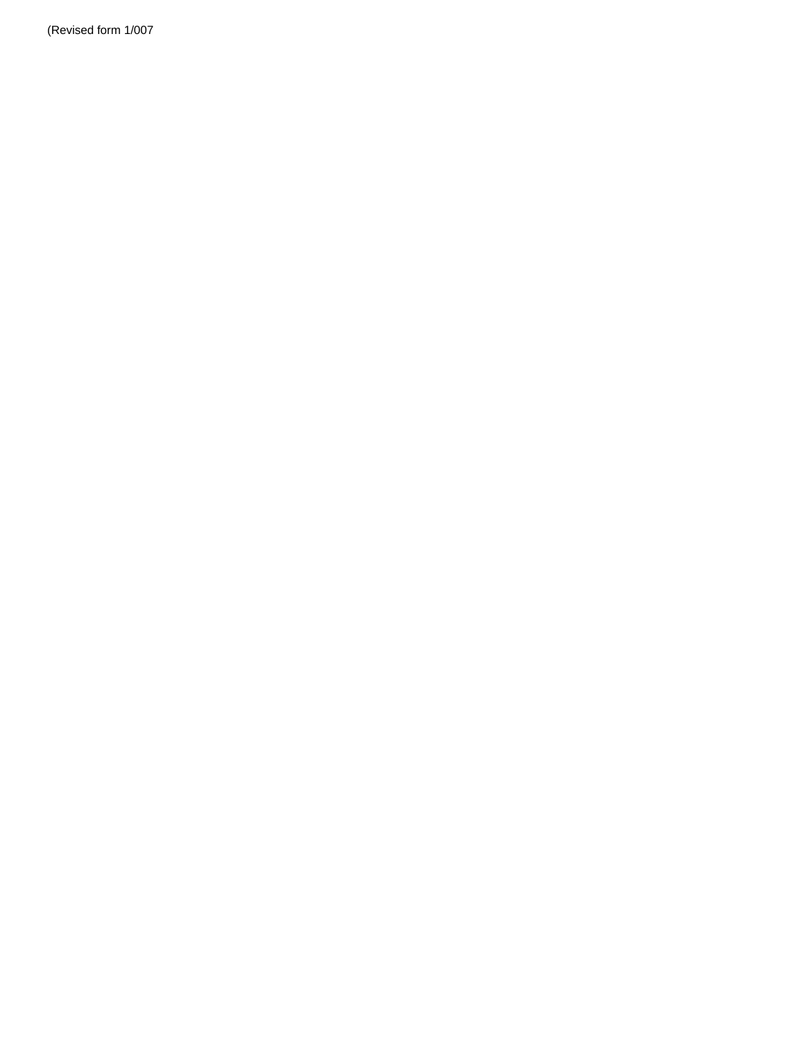(Revised form 1/007